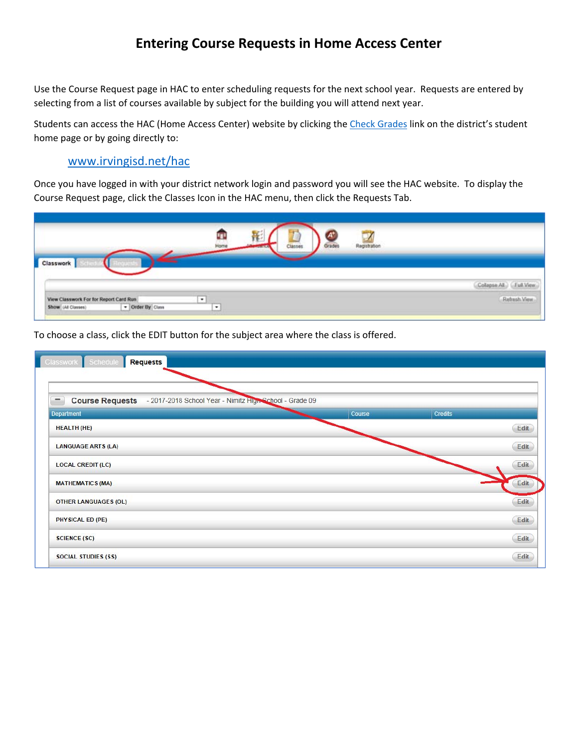# Entering Course Requests in Home Access Center

Use the Course Request page in HAC to enter scheduling requests for the next school year. Requests are entered by selecting from a list of courses available by subject for the building you will attend next year.

Students can access the HAC (Home Access Center) website by clicking the Check Grades link on the district's student home page or by going directly to:

www.irvingisd.net/hac

Once you have logged in with your district network login and password you will see the HAC website. To display the Course Request page, click the Classes Icon in the HAC menu, then click the Requests Tab.

To choose a class, click the EDIT button for the subject area where the class is offered.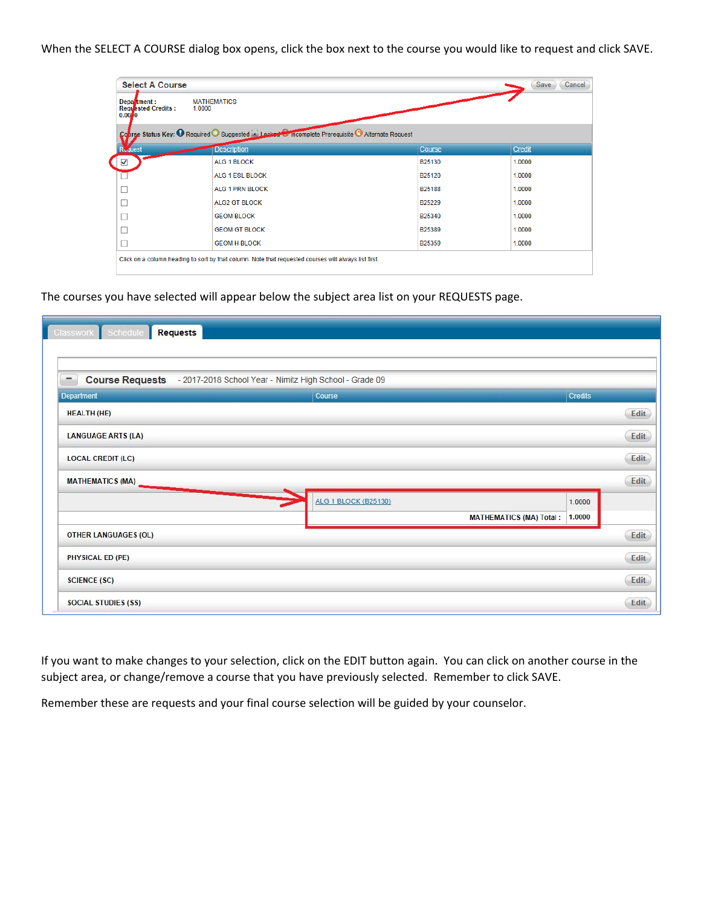When the SELECT A COURSE dialog box opens, click the box next to the course you would like to request and click SAVE.

The courses you have selected will appear below the subject area list on your REQUESTS page.

If you want to make changes to your selection, click on the EDIT button again. You can click on another course in the subject area, or change/remove a course that you have previously selected. Remember to click SAVE.

Remember these are requests and your final course selection will be guided by your counselor.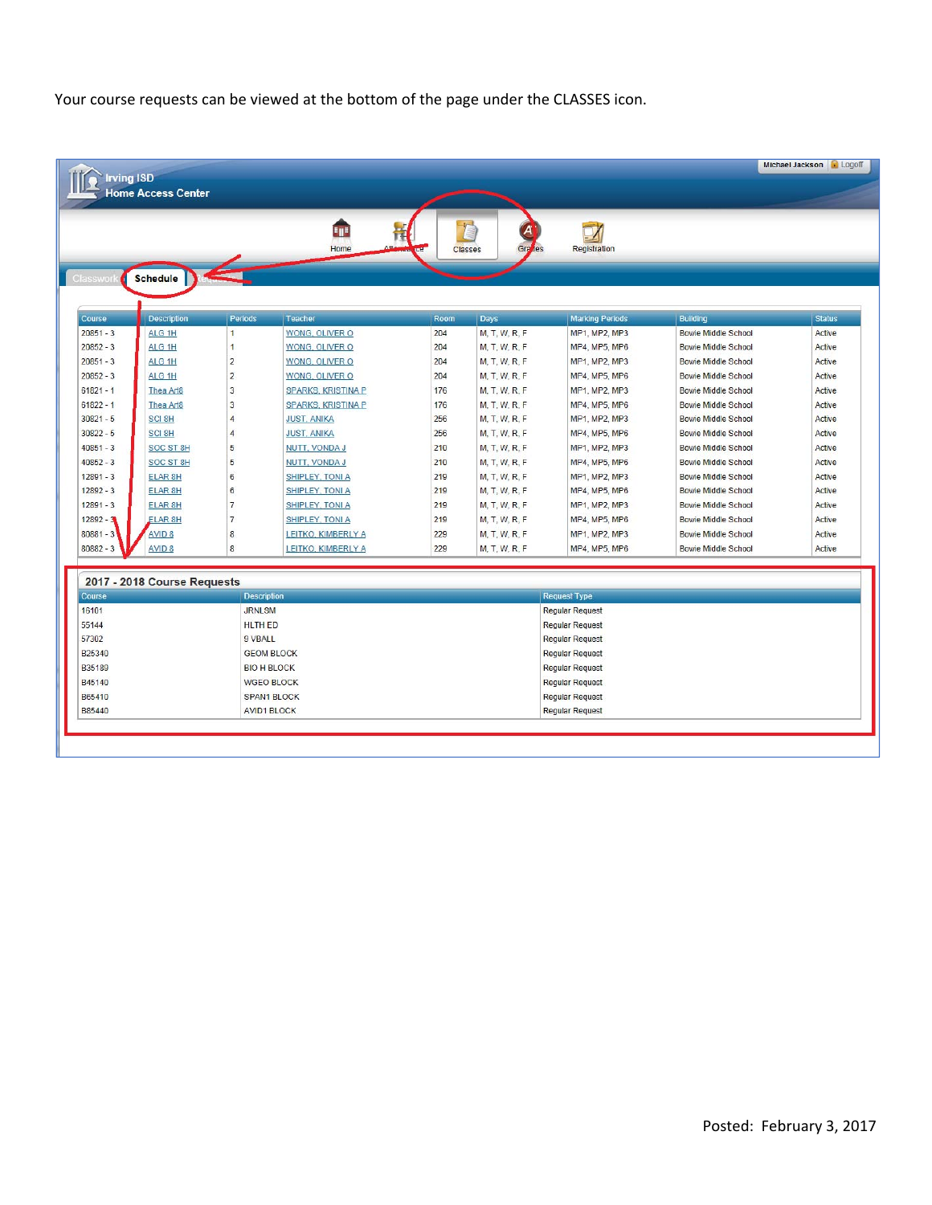Your course requests can be viewed at the bottom of the page under the CLASSES icon.

Irving ISD
Home Access Center

Michael Jackson | Logoff

Home | Attendance | Classes | Grades | Registration

Classwork | Schedule | Requests

| Course | Description | Periods | Teacher | Room | Days | Marking Periods | Building | Status |
|---|---|---|---|---|---|---|---|---|
| 20851 - 3 | ALG 1H | 1 | WONG, OLIVER O | 204 | M, T, W, R, F | MP1, MP2, MP3 | Bowie Middle School | Active |
| 20852 - 3 | ALG 1H | 1 | WONG, OLIVER O | 204 | M, T, W, R, F | MP4, MP5, MP6 | Bowie Middle School | Active |
| 20851 - 3 | ALG 1H | 2 | WONG, OLIVER O | 204 | M, T, W, R, F | MP1, MP2, MP3 | Bowie Middle School | Active |
| 20852 - 3 | ALG 1H | 2 | WONG, OLIVER O | 204 | M, T, W, R, F | MP4, MP5, MP6 | Bowie Middle School | Active |
| 61821 - 1 | Thea Art8 | 3 | SPARKS, KRISTINA P | 176 | M, T, W, R, F | MP1, MP2, MP3 | Bowie Middle School | Active |
| 61822 - 1 | Thea Art8 | 3 | SPARKS, KRISTINA P | 176 | M, T, W, R, F | MP4, MP5, MP6 | Bowie Middle School | Active |
| 30821 - 5 | SCI 8H | 4 | JUST, ANIKA | 256 | M, T, W, R, F | MP1, MP2, MP3 | Bowie Middle School | Active |
| 30822 - 5 | SCI 8H | 4 | JUST, ANIKA | 256 | M, T, W, R, F | MP4, MP5, MP6 | Bowie Middle School | Active |
| 40851 - 3 | SOC ST 8H | 5 | NUTT, VONDA J | 210 | M, T, W, R, F | MP1, MP2, MP3 | Bowie Middle School | Active |
| 40852 - 3 | SOC ST 8H | 5 | NUTT, VONDA J | 210 | M, T, W, R, F | MP4, MP5, MP6 | Bowie Middle School | Active |
| 12891 - 3 | ELAR 8H | 6 | SHIPLEY, TONI A | 219 | M, T, W, R, F | MP1, MP2, MP3 | Bowie Middle School | Active |
| 12892 - 3 | ELAR 8H | 6 | SHIPLEY, TONI A | 219 | M, T, W, R, F | MP4, MP5, MP6 | Bowie Middle School | Active |
| 12891 - 3 | ELAR 8H | 7 | SHIPLEY, TONI A | 219 | M, T, W, R, F | MP1, MP2, MP3 | Bowie Middle School | Active |
| 12892 - 3 | ELAR 8H | 7 | SHIPLEY, TONI A | 219 | M, T, W, R, F | MP4, MP5, MP6 | Bowie Middle School | Active |
| 80881 - 3 | AVID 8 | 8 | LEITKO, KIMBERLY A | 229 | M, T, W, R, F | MP1, MP2, MP3 | Bowie Middle School | Active |
| 80882 - 3 | AVID 8 | 8 | LEITKO, KIMBERLY A | 229 | M, T, W, R, F | MP4, MP5, MP6 | Bowie Middle School | Active |

**2017 - 2018 Course Requests**

| Course | Description | Request Type |
|---|---|---|
| 16101 | JRNLSM | Regular Request |
| 55144 | HLTH ED | Regular Request |
| 57302 | 9 VBALL | Regular Request |
| B25340 | GEOM BLOCK | Regular Request |
| B35189 | BIO H BLOCK | Regular Request |
| B45140 | WGEO BLOCK | Regular Request |
| B65410 | SPAN1 BLOCK | Regular Request |
| B85440 | AVID1 BLOCK | Regular Request |

Posted: February 3, 2017